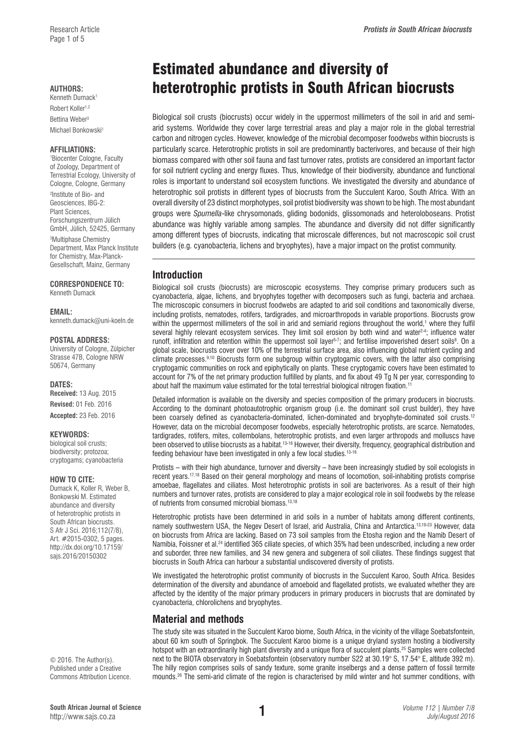# Estimated abundance and diversity of heterotrophic protists in South African biocrusts

**AUTHORS:**
Kenneth Dumack[1]
Robert Koller[1,2]
Bettina Weber[3]
Michael Bonkowski[1]

**AFFILIATIONS:**
[1]Biocenter Cologne, Faculty of Zoology, Department of Terrestrial Ecology, University of Cologne, Cologne, Germany
[2]Institute of Bio- and Geosciences, IBG-2: Plant Sciences, Forschungszentrum Jülich GmbH, Jülich, 52425, Germany
[3]Multiphase Chemistry Department, Max Planck Institute for Chemistry, Max-Planck-Gesellschaft, Mainz, Germany

**CORRESPONDENCE TO:**
Kenneth Dumack

**EMAIL:**
kenneth.dumack@uni-koeln.de

**POSTAL ADDRESS:**
University of Cologne, Zülpicher Strasse 47B, Cologne NRW 50674, Germany

**DATES:**
**Received:** 13 Aug. 2015
**Revised:** 01 Feb. 2016
**Accepted:** 23 Feb. 2016

**KEYWORDS:**
biological soil crusts; biodiversity; protozoa; cryptogams; cyanobacteria

**HOW TO CITE:**
Dumack K, Koller R, Weber B, Bonkowski M. Estimated abundance and diversity of heterotrophic protists in South African biocrusts. S Afr J Sci. 2016;112(7/8), Art. #2015-0302, 5 pages. http://dx.doi.org/10.17159/sajs.2016/20150302

© 2016. The Author(s). Published under a Creative Commons Attribution Licence.

Biological soil crusts (biocrusts) occur widely in the uppermost millimeters of the soil in arid and semi-arid systems. Worldwide they cover large terrestrial areas and play a major role in the global terrestrial carbon and nitrogen cycles. However, knowledge of the microbial decomposer foodwebs within biocrusts is particularly scarce. Heterotrophic protists in soil are predominantly bacterivores, and because of their high biomass compared with other soil fauna and fast turnover rates, protists are considered an important factor for soil nutrient cycling and energy fluxes. Thus, knowledge of their biodiversity, abundance and functional roles is important to understand soil ecosystem functions. We investigated the diversity and abundance of heterotrophic soil protists in different types of biocrusts from the Succulent Karoo, South Africa. With an overall diversity of 23 distinct morphotypes, soil protist biodiversity was shown to be high. The most abundant groups were *Spumella*-like chrysomonads, gliding bodonids, glissomonads and heteroloboseans. Protist abundance was highly variable among samples. The abundance and diversity did not differ significantly among different types of biocrusts, indicating that microscale differences, but not macroscopic soil crust builders (e.g. cyanobacteria, lichens and bryophytes), have a major impact on the protist community.

## Introduction

Biological soil crusts (biocrusts) are microscopic ecosystems. They comprise primary producers such as cyanobacteria, algae, lichens, and bryophytes together with decomposers such as fungi, bacteria and archaea. The microscopic consumers in biocrust foodwebs are adapted to arid soil conditions and taxonomically diverse, including protists, nematodes, rotifers, tardigrades, and microarthropods in variable proportions. Biocrusts grow within the uppermost millimeters of the soil in arid and semiarid regions throughout the world,[1] where they fulfil several highly relevant ecosystem services. They limit soil erosion by both wind and water[2-4]; influence water runoff, infiltration and retention within the uppermost soil layer[5-7]; and fertilise impoverished desert soils[8]. On a global scale, biocrusts cover over 10% of the terrestrial surface area, also influencing global nutrient cycling and climate processes.[9,10] Biocrusts form one subgroup within cryptogamic covers, with the latter also comprising cryptogamic communities on rock and epiphytically on plants. These cryptogamic covers have been estimated to account for 7% of the net primary production fulfilled by plants, and fix about 49 Tg N per year, corresponding to about half the maximum value estimated for the total terrestrial biological nitrogen fixation.[11]

Detailed information is available on the diversity and species composition of the primary producers in biocrusts. According to the dominant photoautotrophic organism group (i.e. the dominant soil crust builder), they have been coarsely defined as cyanobacteria-dominated, lichen-dominated and bryophyte-dominated soil crusts.[12] However, data on the microbial decomposer foodwebs, especially heterotrophic protists, are scarce. Nematodes, tardigrades, rotifers, mites, collembolans, heterotrophic protists, and even larger arthropods and molluscs have been observed to utilise biocrusts as a habitat.[13-16] However, their diversity, frequency, geographical distribution and feeding behaviour have been investigated in only a few local studies.[13-16]

Protists – with their high abundance, turnover and diversity – have been increasingly studied by soil ecologists in recent years.[17,18] Based on their general morphology and means of locomotion, soil-inhabiting protists comprise amoebae, flagellates and ciliates. Most heterotrophic protists in soil are bacterivores. As a result of their high numbers and turnover rates, protists are considered to play a major ecological role in soil foodwebs by the release of nutrients from consumed microbial biomass.[13,18]

Heterotrophic protists have been determined in arid soils in a number of habitats among different continents, namely southwestern USA, the Negev Desert of Israel, arid Australia, China and Antarctica.[13,19-23] However, data on biocrusts from Africa are lacking. Based on 73 soil samples from the Etosha region and the Namib Desert of Namibia, Foissner et al.[24] identified 365 ciliate species, of which 35% had been undescribed, including a new order and suborder, three new families, and 34 new genera and subgenera of soil ciliates. These findings suggest that biocrusts in South Africa can harbour a substantial undiscovered diversity of protists.

We investigated the heterotrophic protist community of biocrusts in the Succulent Karoo, South Africa. Besides determination of the diversity and abundance of amoeboid and flagellated protists, we evaluated whether they are affected by the identity of the major primary producers in primary producers in biocrusts that are dominated by cyanobacteria, chlorolichens and bryophytes.

## Material and methods

The study site was situated in the Succulent Karoo biome, South Africa, in the vicinity of the village Soebatsfontein, about 60 km south of Springbok. The Succulent Karoo biome is a unique dryland system hosting a biodiversity hotspot with an extraordinarily high plant diversity and a unique flora of succulent plants.[25] Samples were collected next to the BIOTA observatory in Soebatsfontein (observatory number S22 at 30.19° S, 17.54° E, altitude 392 m). The hilly region comprises soils of sandy texture, some granite inselbergs and a dense pattern of fossil termite mounds.[26] The semi-arid climate of the region is characterised by mild winter and hot summer conditions, with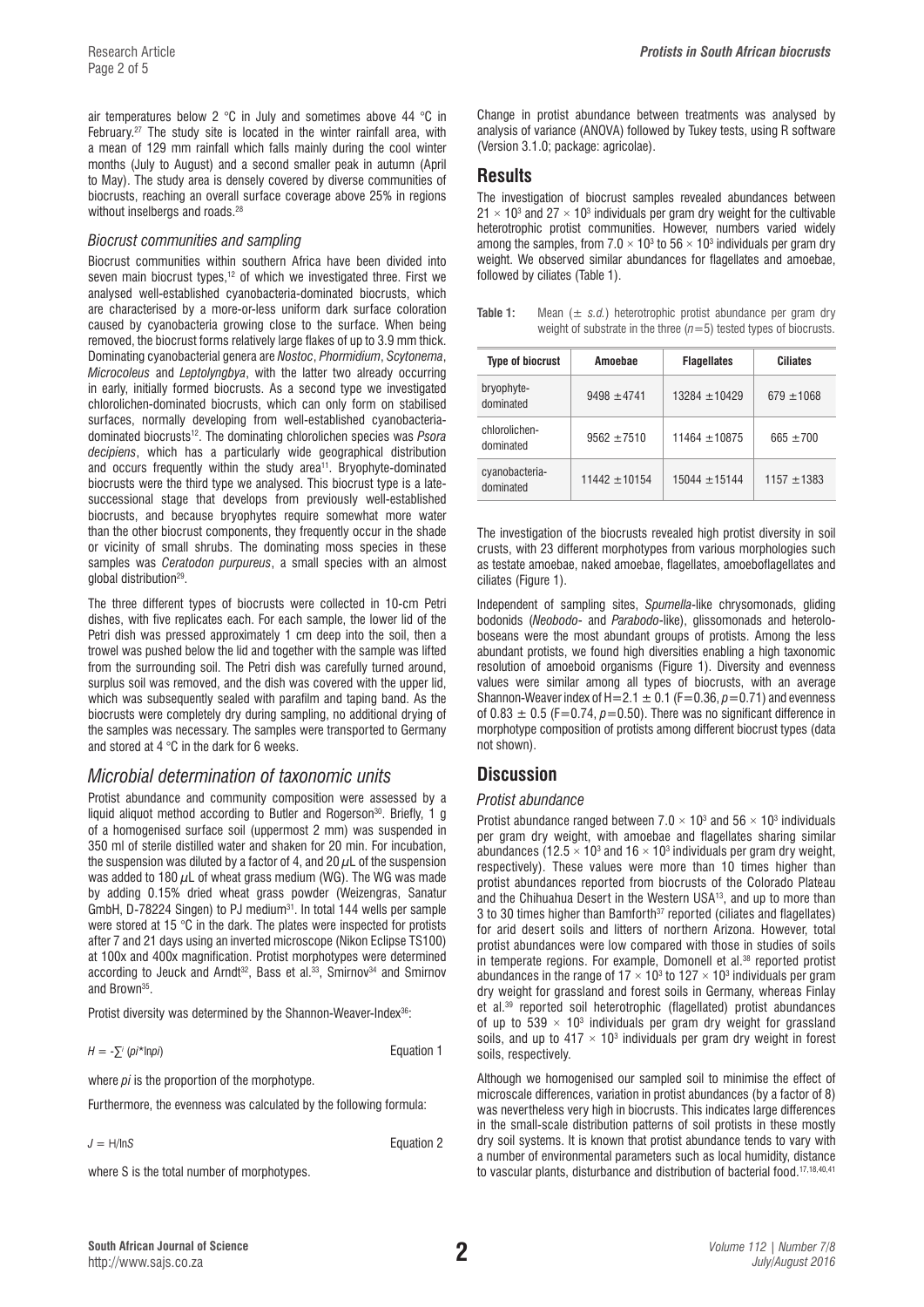air temperatures below 2 °C in July and sometimes above 44 °C in February.[27] The study site is located in the winter rainfall area, with a mean of 129 mm rainfall which falls mainly during the cool winter months (July to August) and a second smaller peak in autumn (April to May). The study area is densely covered by diverse communities of biocrusts, reaching an overall surface coverage above 25% in regions without inselbergs and roads.[28]

### *Biocrust communities and sampling*

Biocrust communities within southern Africa have been divided into seven main biocrust types,[12] of which we investigated three. First we analysed well-established cyanobacteria-dominated biocrusts, which are characterised by a more-or-less uniform dark surface coloration caused by cyanobacteria growing close to the surface. When being removed, the biocrust forms relatively large flakes of up to 3.9 mm thick. Dominating cyanobacterial genera are *Nostoc*, *Phormidium*, *Scytonema*, *Microcoleus* and *Leptolyngbya*, with the latter two already occurring in early, initially formed biocrusts. As a second type we investigated chlorolichen-dominated biocrusts, which can only form on stabilised surfaces, normally developing from well-established cyanobacteria-dominated biocrusts[12]. The dominating chlorolichen species was *Psora decipiens*, which has a particularly wide geographical distribution and occurs frequently within the study area[11]. Bryophyte-dominated biocrusts were the third type we analysed. This biocrust type is a late-successional stage that develops from previously well-established biocrusts, and because bryophytes require somewhat more water than the other biocrust components, they frequently occur in the shade or vicinity of small shrubs. The dominating moss species in these samples was *Ceratodon purpureus*, a small species with an almost global distribution[29].

The three different types of biocrusts were collected in 10-cm Petri dishes, with five replicates each. For each sample, the lower lid of the Petri dish was pressed approximately 1 cm deep into the soil, then a trowel was pushed below the lid and together with the sample was lifted from the surrounding soil. The Petri dish was carefully turned around, surplus soil was removed, and the dish was covered with the upper lid, which was subsequently sealed with parafilm and taping band. As the biocrusts were completely dry during sampling, no additional drying of the samples was necessary. The samples were transported to Germany and stored at 4 °C in the dark for 6 weeks.

## *Microbial determination of taxonomic units*

Protist abundance and community composition were assessed by a liquid aliquot method according to Butler and Rogerson[30]. Briefly, 1 g of a homogenised surface soil (uppermost 2 mm) was suspended in 350 ml of sterile distilled water and shaken for 20 min. For incubation, the suspension was diluted by a factor of 4, and 20 $\mu$L of the suspension was added to 180 $\mu$L of wheat grass medium (WG). The WG was made by adding 0.15% dried wheat grass powder (Weizengras, Sanatur GmbH, D-78224 Singen) to PJ medium[31]. In total 144 wells per sample were stored at 15 °C in the dark. The plates were inspected for protists after 7 and 21 days using an inverted microscope (Nikon Eclipse TS100) at 100x and 400x magnification. Protist morphotypes were determined according to Jeuck and Arndt[32], Bass et al.[33], Smirnov[34] and Smirnov and Brown[35].

Protist diversity was determined by the Shannon-Weaver-Index[36]:

$$H = -\sum^{i} (pi * \ln pi) \qquad \text{Equation 1}$$

where *pi* is the proportion of the morphotype.

Furthermore, the evenness was calculated by the following formula:

$$J = H/\ln S \qquad \text{Equation 2}$$

where S is the total number of morphotypes.

Change in protist abundance between treatments was analysed by analysis of variance (ANOVA) followed by Tukey tests, using R software (Version 3.1.0; package: agricolae).

## Results

The investigation of biocrust samples revealed abundances between $21 \times 10^3$ and $27 \times 10^3$ individuals per gram dry weight for the cultivable heterotrophic protist communities. However, numbers varied widely among the samples, from $7.0 \times 10^3$ to $56 \times 10^3$ individuals per gram dry weight. We observed similar abundances for flagellates and amoebae, followed by ciliates (Table 1).

**Table 1:** Mean ($\pm$ *s.d.*) heterotrophic protist abundance per gram dry weight of substrate in the three ($n$=5) tested types of biocrusts.

| Type of biocrust | Amoebae | Flagellates | Ciliates |
|---|---|---|---|
| bryophyte-dominated | 9498 ±4741 | 13284 ±10429 | 679 ±1068 |
| chlorolichen-dominated | 9562 ±7510 | 11464 ±10875 | 665 ±700 |
| cyanobacteria-dominated | 11442 ±10154 | 15044 ±15144 | 1157 ±1383 |

The investigation of the biocrusts revealed high protist diversity in soil crusts, with 23 different morphotypes from various morphologies such as testate amoebae, naked amoebae, flagellates, amoeboflagellates and ciliates (Figure 1).

Independent of sampling sites, *Spumella*-like chrysomonads, gliding bodonids (*Neobodo*- and *Parabodo*-like), glissomonads and heterolobosea were the most abundant groups of protists. Among the less abundant protists, we found high diversities enabling a high taxonomic resolution of amoeboid organisms (Figure 1). Diversity and evenness values were similar among all types of biocrusts, with an average Shannon-Weaver index of H=2.1 ± 0.1 (F=0.36, $p$=0.71) and evenness of 0.83 ± 0.5 (F=0.74, $p$=0.50). There was no significant difference in morphotype composition of protists among different biocrust types (data not shown).

## Discussion

### *Protist abundance*

Protist abundance ranged between $7.0 \times 10^3$ and $56 \times 10^3$ individuals per gram dry weight, with amoebae and flagellates sharing similar abundances ($12.5 \times 10^3$ and $16 \times 10^3$ individuals per gram dry weight, respectively). These values were more than 10 times higher than protist abundances reported from biocrusts of the Colorado Plateau and the Chihuahua Desert in the Western USA[13], and up to more than 3 to 30 times higher than Bamforth[37] reported (ciliates and flagellates) for arid desert soils and litters of northern Arizona. However, total protist abundances were low compared with those in studies of soils in temperate regions. For example, Domonell et al.[38] reported protist abundances in the range of $17 \times 10^3$ to $127 \times 10^3$ individuals per gram dry weight for grassland and forest soils in Germany, whereas Finlay et al.[39] reported soil heterotrophic (flagellated) protist abundances of up to $539 \times 10^3$ individuals per gram dry weight for grassland soils, and up to $417 \times 10^3$ individuals per gram dry weight in forest soils, respectively.

Although we homogenised our sampled soil to minimise the effect of microscale differences, variation in protist abundances (by a factor of 8) was nevertheless very high in biocrusts. This indicates large differences in the small-scale distribution patterns of soil protists in these mostly dry soil systems. It is known that protist abundance tends to vary with a number of environmental parameters such as local humidity, distance to vascular plants, disturbance and distribution of bacterial food.[17,18,40,41]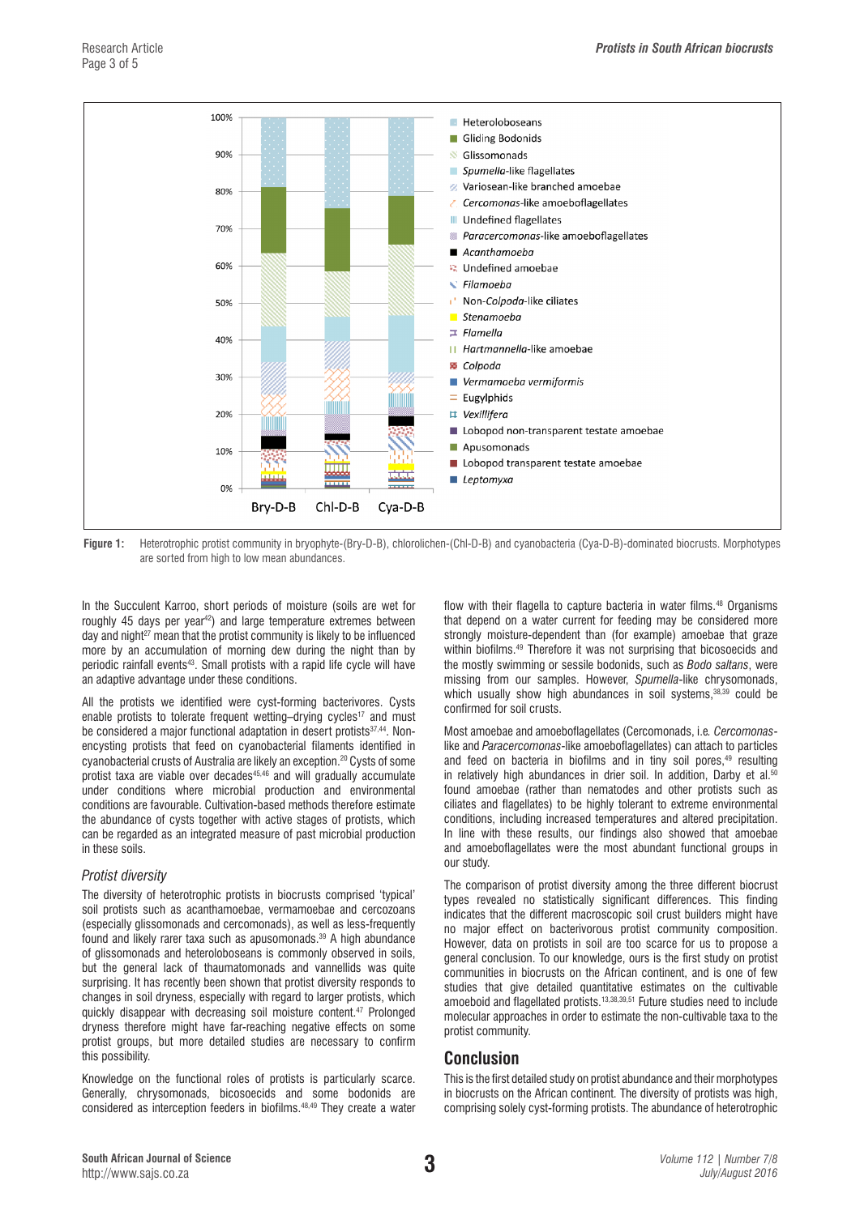**Figure 1:** Heterotrophic protist community in bryophyte-(Bry-D-B), chlorolichen-(Chl-D-B) and cyanobacteria (Cya-D-B)-dominated biocrusts. Morphotypes are sorted from high to low mean abundances.

In the Succulent Karroo, short periods of moisture (soils are wet for roughly 45 days per year[42]) and large temperature extremes between day and night[27] mean that the protist community is likely to be influenced more by an accumulation of morning dew during the night than by periodic rainfall events[43]. Small protists with a rapid life cycle will have an adaptive advantage under these conditions.

All the protists we identified were cyst-forming bacterivores. Cysts enable protists to tolerate frequent wetting–drying cycles[17] and must be considered a major functional adaptation in desert protists[37,44]. Non-encysting protists that feed on cyanobacterial filaments identified in cyanobacterial crusts of Australia are likely an exception.[20] Cysts of some protist taxa are viable over decades[45,46] and will gradually accumulate under conditions where microbial production and environmental conditions are favourable. Cultivation-based methods therefore estimate the abundance of cysts together with active stages of protists, which can be regarded as an integrated measure of past microbial production in these soils.

### *Protist diversity*

The diversity of heterotrophic protists in biocrusts comprised 'typical' soil protists such as acanthamoebae, vermamoebae and cercozoans (especially glissomonads and cercomonads), as well as less-frequently found and likely rarer taxa such as apusomonads.[39] A high abundance of glissomonads and heteroloboseans is commonly observed in soils, but the general lack of thaumatomonads and vannellids was quite surprising. It has recently been shown that protist diversity responds to changes in soil dryness, especially with regard to larger protists, which quickly disappear with decreasing soil moisture content.[47] Prolonged dryness therefore might have far-reaching negative effects on some protist groups, but more detailed studies are necessary to confirm this possibility.

Knowledge on the functional roles of protists is particularly scarce. Generally, chrysomonads, bicosoecids and some bodonids are considered as interception feeders in biofilms.[48,49] They create a water flow with their flagella to capture bacteria in water films.[48] Organisms that depend on a water current for feeding may be considered more strongly moisture-dependent than (for example) amoebae that graze within biofilms.[49] Therefore it was not surprising that bicosoecids and the mostly swimming or sessile bodonids, such as *Bodo saltans*, were missing from our samples. However, *Spumella*-like chrysomonads, which usually show high abundances in soil systems,[38,39] could be confirmed for soil crusts.

Most amoebae and amoeboflagellates (Cercomonads, i.e. *Cercomonas*-like and *Paracercomonas*-like amoeboflagellates) can attach to particles and feed on bacteria in biofilms and in tiny soil pores,[49] resulting in relatively high abundances in drier soil. In addition, Darby et al.[50] found amoebae (rather than nematodes and other protists such as ciliates and flagellates) to be highly tolerant to extreme environmental conditions, including increased temperatures and altered precipitation. In line with these results, our findings also showed that amoebae and amoeboflagellates were the most abundant functional groups in our study.

The comparison of protist diversity among the three different biocrust types revealed no statistically significant differences. This finding indicates that the different macroscopic soil crust builders might have no major effect on bacterivorous protist community composition. However, data on protists in soil are too scarce for us to propose a general conclusion. To our knowledge, ours is the first study on protist communities in biocrusts on the African continent, and is one of few studies that give detailed quantitative estimates on the cultivable amoeboid and flagellated protists.[13,38,39,51] Future studies need to include molecular approaches in order to estimate the non-cultivable taxa to the protist community.

## Conclusion

This is the first detailed study on protist abundance and their morphotypes in biocrusts on the African continent. The diversity of protists was high, comprising solely cyst-forming protists. The abundance of heterotrophic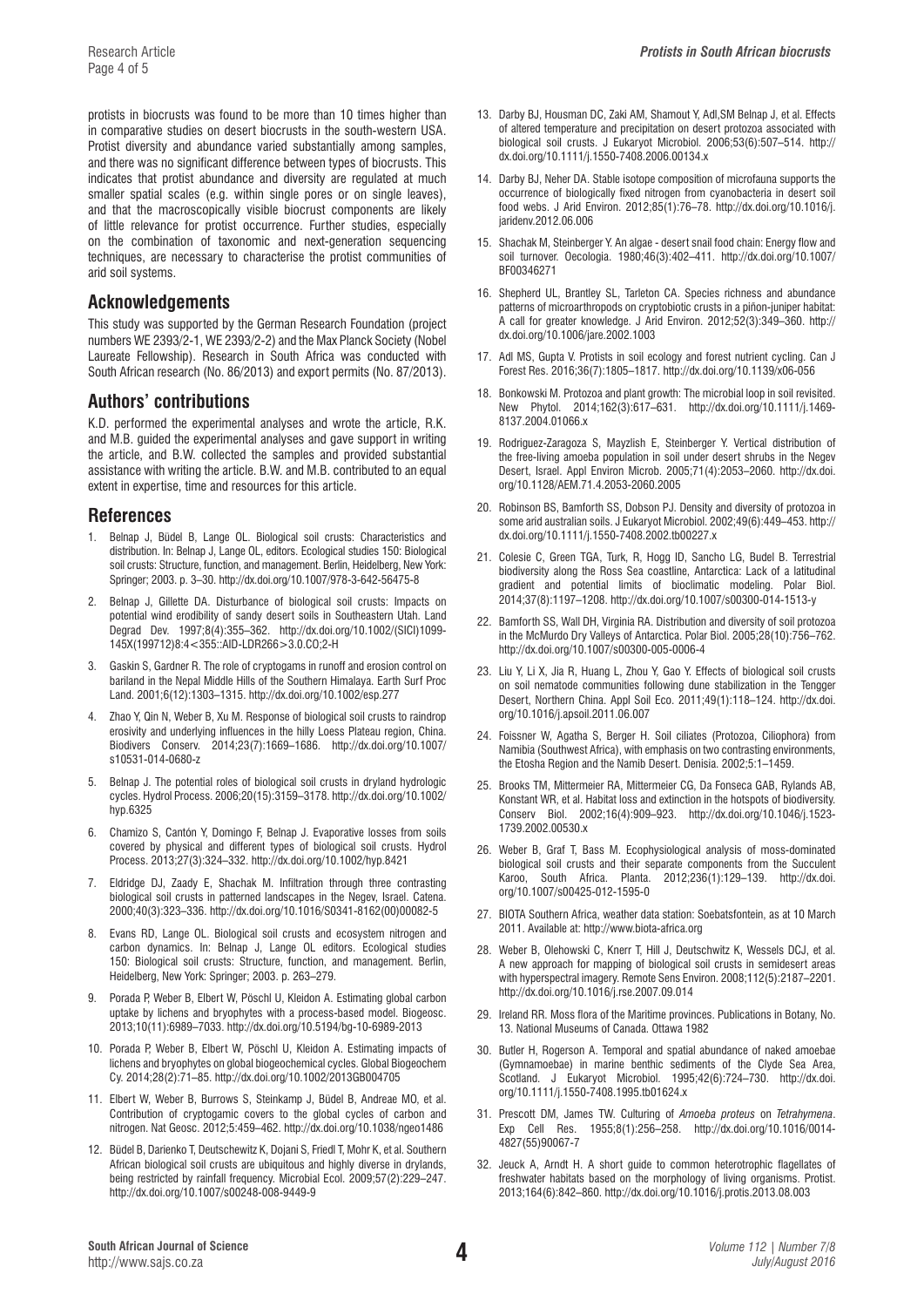protists in biocrusts was found to be more than 10 times higher than in comparative studies on desert biocrusts in the south-western USA. Protist diversity and abundance varied substantially among samples, and there was no significant difference between types of biocrusts. This indicates that protist abundance and diversity are regulated at much smaller spatial scales (e.g. within single pores or on single leaves), and that the macroscopically visible biocrust components are likely of little relevance for protist occurrence. Further studies, especially on the combination of taxonomic and next-generation sequencing techniques, are necessary to characterise the protist communities of arid soil systems.

## Acknowledgements

This study was supported by the German Research Foundation (project numbers WE 2393/2-1, WE 2393/2-2) and the Max Planck Society (Nobel Laureate Fellowship). Research in South Africa was conducted with South African research (No. 86/2013) and export permits (No. 87/2013).

## Authors' contributions

K.D. performed the experimental analyses and wrote the article, R.K. and M.B. guided the experimental analyses and gave support in writing the article, and B.W. collected the samples and provided substantial assistance with writing the article. B.W. and M.B. contributed to an equal extent in expertise, time and resources for this article.

## References

1. Belnap J, Büdel B, Lange OL. Biological soil crusts: Characteristics and distribution. In: Belnap J, Lange OL, editors. Ecological studies 150: Biological soil crusts: Structure, function, and management. Berlin, Heidelberg, New York: Springer; 2003. p. 3–30. http://dx.doi.org/10.1007/978-3-642-56475-8
2. Belnap J, Gillette DA. Disturbance of biological soil crusts: Impacts on potential wind erodibility of sandy desert soils in Southeastern Utah. Land Degrad Dev. 1997;8(4):355–362. http://dx.doi.org/10.1002/(SICI)1099-145X(199712)8:4<355::AID-LDR266>3.0.CO;2-H
3. Gaskin S, Gardner R. The role of cryptogams in runoff and erosion control on bariland in the Nepal Middle Hills of the Southern Himalaya. Earth Surf Proc Land. 2001;6(12):1303–1315. http://dx.doi.org/10.1002/esp.277
4. Zhao Y, Qin N, Weber B, Xu M. Response of biological soil crusts to raindrop erosivity and underlying influences in the hilly Loess Plateau region, China. Biodivers Conserv. 2014;23(7):1669–1686. http://dx.doi.org/10.1007/s10531-014-0680-z
5. Belnap J. The potential roles of biological soil crusts in dryland hydrologic cycles. Hydrol Process. 2006;20(15):3159–3178. http://dx.doi.org/10.1002/hyp.6325
6. Chamizo S, Cantón Y, Domingo F, Belnap J. Evaporative losses from soils covered by physical and different types of biological soil crusts. Hydrol Process. 2013;27(3):324–332. http://dx.doi.org/10.1002/hyp.8421
7. Eldridge DJ, Zaady E, Shachak M. Infiltration through three contrasting biological soil crusts in patterned landscapes in the Negev, Israel. Catena. 2000;40(3):323–336. http://dx.doi.org/10.1016/S0341-8162(00)00082-5
8. Evans RD, Lange OL. Biological soil crusts and ecosystem nitrogen and carbon dynamics. In: Belnap J, Lange OL editors. Ecological studies 150: Biological soil crusts: Structure, function, and management. Berlin, Heidelberg, New York: Springer; 2003. p. 263–279.
9. Porada P, Weber B, Elbert W, Pöschl U, Kleidon A. Estimating global carbon uptake by lichens and bryophytes with a process-based model. Biogeosc. 2013;10(11):6989–7033. http://dx.doi.org/10.5194/bg-10-6989-2013
10. Porada P, Weber B, Elbert W, Pöschl U, Kleidon A. Estimating impacts of lichens and bryophytes on global biogeochemical cycles. Global Biogeochem Cy. 2014;28(2):71–85. http://dx.doi.org/10.1002/2013GB004705
11. Elbert W, Weber B, Burrows S, Steinkamp J, Büdel B, Andreae MO, et al. Contribution of cryptogamic covers to the global cycles of carbon and nitrogen. Nat Geosc. 2012;5:459–462. http://dx.doi.org/10.1038/ngeo1486
12. Büdel B, Darienko T, Deutschewitz K, Dojani S, Friedl T, Mohr K, et al. Southern African biological soil crusts are ubiquitous and highly diverse in drylands, being restricted by rainfall frequency. Microbial Ecol. 2009;57(2):229–247. http://dx.doi.org/10.1007/s00248-008-9449-9
13. Darby BJ, Housman DC, Zaki AM, Shamout Y, Adl,SM Belnap J, et al. Effects of altered temperature and precipitation on desert protozoa associated with biological soil crusts. J Eukaryot Microbiol. 2006;53(6):507–514. http://dx.doi.org/10.1111/j.1550-7408.2006.00134.x
14. Darby BJ, Neher DA. Stable isotope composition of microfauna supports the occurrence of biologically fixed nitrogen from cyanobacteria in desert soil food webs. J Arid Environ. 2012;85(1):76–78. http://dx.doi.org/10.1016/j.jaridenv.2012.06.006
15. Shachak M, Steinberger Y. An algae - desert snail food chain: Energy flow and soil turnover. Oecologia. 1980;46(3):402–411. http://dx.doi.org/10.1007/BF00346271
16. Shepherd UL, Brantley SL, Tarleton CA. Species richness and abundance patterns of microarthropods on cryptobiotic crusts in a piñon-juniper habitat: A call for greater knowledge. J Arid Environ. 2012;52(3):349–360. http://dx.doi.org/10.1006/jare.2002.1003
17. Adl MS, Gupta V. Protists in soil ecology and forest nutrient cycling. Can J Forest Res. 2016;36(7):1805–1817. http://dx.doi.org/10.1139/x06-056
18. Bonkowski M. Protozoa and plant growth: The microbial loop in soil revisited. New Phytol. 2014;162(3):617–631. http://dx.doi.org/10.1111/j.1469-8137.2004.01066.x
19. Rodriguez-Zaragoza S, Mayzlish E, Steinberger Y. Vertical distribution of the free-living amoeba population in soil under desert shrubs in the Negev Desert, Israel. Appl Environ Microb. 2005;71(4):2053–2060. http://dx.doi.org/10.1128/AEM.71.4.2053-2060.2005
20. Robinson BS, Bamforth SS, Dobson PJ. Density and diversity of protozoa in some arid australian soils. J Eukaryot Microbiol. 2002;49(6):449–453. http://dx.doi.org/10.1111/j.1550-7408.2002.tb00227.x
21. Colesie C, Green TGA, Turk, R, Hogg ID, Sancho LG, Budel B. Terrestrial biodiversity along the Ross Sea coastline, Antarctica: Lack of a latitudinal gradient and potential limits of bioclimatic modeling. Polar Biol. 2014;37(8):1197–1208. http://dx.doi.org/10.1007/s00300-014-1513-y
22. Bamforth SS, Wall DH, Virginia RA. Distribution and diversity of soil protozoa in the McMurdo Dry Valleys of Antarctica. Polar Biol. 2005;28(10):756–762. http://dx.doi.org/10.1007/s00300-005-0006-4
23. Liu Y, Li X, Jia R, Huang L, Zhou Y, Gao Y. Effects of biological soil crusts on soil nematode communities following dune stabilization in the Tengger Desert, Northern China. Appl Soil Eco. 2011;49(1):118–124. http://dx.doi.org/10.1016/j.apsoil.2011.06.007
24. Foissner W, Agatha S, Berger H. Soil ciliates (Protozoa, Ciliophora) from Namibia (Southwest Africa), with emphasis on two contrasting environments, the Etosha Region and the Namib Desert. Denisia. 2002;5:1–1459.
25. Brooks TM, Mittermeier RA, Mittermeier CG, Da Fonseca GAB, Rylands AB, Konstant WR, et al. Habitat loss and extinction in the hotspots of biodiversity. Conserv Biol. 2002;16(4):909–923. http://dx.doi.org/10.1046/j.1523-1739.2002.00530.x
26. Weber B, Graf T, Bass M. Ecophysiological analysis of moss-dominated biological soil crusts and their separate components from the Succulent Karoo, South Africa. Planta. 2012;236(1):129–139. http://dx.doi.org/10.1007/s00425-012-1595-0
27. BIOTA Southern Africa, weather data station: Soebatsfontein, as at 10 March 2011. Available at: http://www.biota-africa.org
28. Weber B, Olehowski C, Knerr T, Hill J, Deutschwitz K, Wessels DCJ, et al. A new approach for mapping of biological soil crusts in semidesert areas with hyperspectral imagery. Remote Sens Environ. 2008;112(5):2187–2201. http://dx.doi.org/10.1016/j.rse.2007.09.014
29. Ireland RR. Moss flora of the Maritime provinces. Publications in Botany, No. 13. National Museums of Canada. Ottawa 1982
30. Butler H, Rogerson A. Temporal and spatial abundance of naked amoebae (Gymnamoebae) in marine benthic sediments of the Clyde Sea Area, Scotland. J Eukaryot Microbiol. 1995;42(6):724–730. http://dx.doi.org/10.1111/j.1550-7408.1995.tb01624.x
31. Prescott DM, James TW. Culturing of *Amoeba proteus* on *Tetrahymena*. Exp Cell Res. 1955;8(1):256–258. http://dx.doi.org/10.1016/0014-4827(55)90067-7
32. Jeuck A, Arndt H. A short guide to common heterotrophic flagellates of freshwater habitats based on the morphology of living organisms. Protist. 2013;164(6):842–860. http://dx.doi.org/10.1016/j.protis.2013.08.003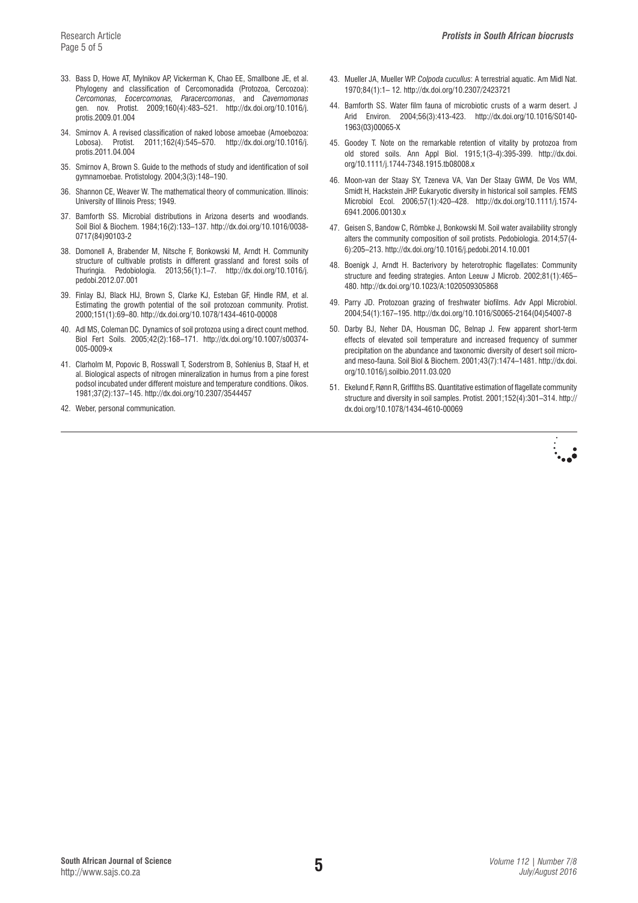33. Bass D, Howe AT, Mylnikov AP, Vickerman K, Chao EE, Smallbone JE, et al. Phylogeny and classification of Cercomonadida (Protozoa, Cercozoa): *Cercomonas, Eocercomonas, Paracercomonas*, and *Cavernomonas* gen. nov. Protist. 2009;160(4):483–521. http://dx.doi.org/10.1016/j.protis.2009.01.004

34. Smirnov A. A revised classification of naked lobose amoebae (Amoebozoa: Lobosa). Protist. 2011;162(4):545–570. http://dx.doi.org/10.1016/j.protis.2011.04.004

35. Smirnov A, Brown S. Guide to the methods of study and identification of soil gymnamoebae. Protistology. 2004;3(3):148–190.

36. Shannon CE, Weaver W. The mathematical theory of communication. Illinois: University of Illinois Press; 1949.

37. Bamforth SS. Microbial distributions in Arizona deserts and woodlands. Soil Biol & Biochem. 1984;16(2):133–137. http://dx.doi.org/10.1016/0038-0717(84)90103-2

38. Domonell A, Brabender M, Nitsche F, Bonkowski M, Arndt H. Community structure of cultivable protists in different grassland and forest soils of Thuringia. Pedobiologia. 2013;56(1):1–7. http://dx.doi.org/10.1016/j.pedobi.2012.07.001

39. Finlay BJ, Black HIJ, Brown S, Clarke KJ, Esteban GF, Hindle RM, et al. Estimating the growth potential of the soil protozoan community. Protist. 2000;151(1):69–80. http://dx.doi.org/10.1078/1434-4610-00008

40. Adl MS, Coleman DC. Dynamics of soil protozoa using a direct count method. Biol Fert Soils. 2005;42(2):168–171. http://dx.doi.org/10.1007/s00374-005-0009-x

41. Clarholm M, Popovic B, Rosswall T, Soderstrom B, Sohlenius B, Staaf H, et al. Biological aspects of nitrogen mineralization in humus from a pine forest podsol incubated under different moisture and temperature conditions. Oikos. 1981;37(2):137–145. http://dx.doi.org/10.2307/3544457

42. Weber, personal communication.

43. Mueller JA, Mueller WP. *Colpoda cucullus*: A terrestrial aquatic. Am Midl Nat. 1970;84(1):1– 12. http://dx.doi.org/10.2307/2423721

44. Bamforth SS. Water film fauna of microbiotic crusts of a warm desert. J Arid Environ. 2004;56(3):413-423. http://dx.doi.org/10.1016/S0140-1963(03)00065-X

45. Goodey T. Note on the remarkable retention of vitality by protozoa from old stored soils. Ann Appl Biol. 1915;1(3-4):395-399. http://dx.doi.org/10.1111/j.1744-7348.1915.tb08008.x

46. Moon-van der Staay SY, Tzeneva VA, Van Der Staay GWM, De Vos WM, Smidt H, Hackstein JHP. Eukaryotic diversity in historical soil samples. FEMS Microbiol Ecol. 2006;57(1):420–428. http://dx.doi.org/10.1111/j.1574-6941.2006.00130.x

47. Geisen S, Bandow C, Römbke J, Bonkowski M. Soil water availability strongly alters the community composition of soil protists. Pedobiologia. 2014;57(4-6):205–213. http://dx.doi.org/10.1016/j.pedobi.2014.10.001

48. Boenigk J, Arndt H. Bacterivory by heterotrophic flagellates: Community structure and feeding strategies. Anton Leeuw J Microb. 2002;81(1):465–480. http://dx.doi.org/10.1023/A:1020509305868

49. Parry JD. Protozoan grazing of freshwater biofilms. Adv Appl Microbiol. 2004;54(1):167–195. http://dx.doi.org/10.1016/S0065-2164(04)54007-8

50. Darby BJ, Neher DA, Housman DC, Belnap J. Few apparent short-term effects of elevated soil temperature and increased frequency of summer precipitation on the abundance and taxonomic diversity of desert soil micro- and meso-fauna. Soil Biol & Biochem. 2001;43(7):1474–1481. http://dx.doi.org/10.1016/j.soilbio.2011.03.020

51. Ekelund F, Rønn R, Griffiths BS. Quantitative estimation of flagellate community structure and diversity in soil samples. Protist. 2001;152(4):301–314. http://dx.doi.org/10.1078/1434-4610-00069